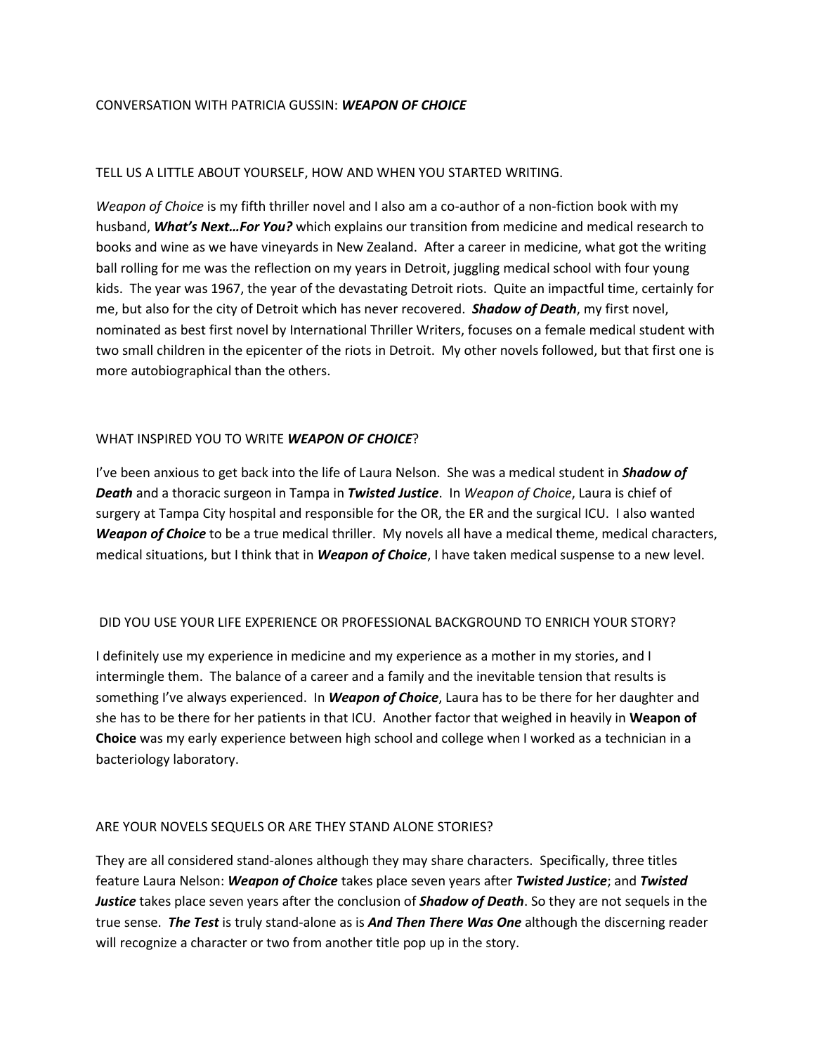# CONVERSATION WITH PATRICIA GUSSIN: ***WEAPON OF CHOICE***

## TELL US A LITTLE ABOUT YOURSELF, HOW AND WHEN YOU STARTED WRITING.

*Weapon of Choice* is my fifth thriller novel and I also am a co-author of a non-fiction book with my husband, ***What's Next…For You?*** which explains our transition from medicine and medical research to books and wine as we have vineyards in New Zealand. After a career in medicine, what got the writing ball rolling for me was the reflection on my years in Detroit, juggling medical school with four young kids. The year was 1967, the year of the devastating Detroit riots. Quite an impactful time, certainly for me, but also for the city of Detroit which has never recovered. ***Shadow of Death***, my first novel, nominated as best first novel by International Thriller Writers, focuses on a female medical student with two small children in the epicenter of the riots in Detroit. My other novels followed, but that first one is more autobiographical than the others.

## WHAT INSPIRED YOU TO WRITE ***WEAPON OF CHOICE***?

I've been anxious to get back into the life of Laura Nelson. She was a medical student in ***Shadow of Death*** and a thoracic surgeon in Tampa in ***Twisted Justice***. In *Weapon of Choice*, Laura is chief of surgery at Tampa City hospital and responsible for the OR, the ER and the surgical ICU. I also wanted ***Weapon of Choice*** to be a true medical thriller. My novels all have a medical theme, medical characters, medical situations, but I think that in ***Weapon of Choice***, I have taken medical suspense to a new level.

## DID YOU USE YOUR LIFE EXPERIENCE OR PROFESSIONAL BACKGROUND TO ENRICH YOUR STORY?

I definitely use my experience in medicine and my experience as a mother in my stories, and I intermingle them. The balance of a career and a family and the inevitable tension that results is something I've always experienced. In ***Weapon of Choice***, Laura has to be there for her daughter and she has to be there for her patients in that ICU. Another factor that weighed in heavily in **Weapon of Choice** was my early experience between high school and college when I worked as a technician in a bacteriology laboratory.

## ARE YOUR NOVELS SEQUELS OR ARE THEY STAND ALONE STORIES?

They are all considered stand-alones although they may share characters. Specifically, three titles feature Laura Nelson: ***Weapon of Choice*** takes place seven years after ***Twisted Justice***; and ***Twisted Justice*** takes place seven years after the conclusion of ***Shadow of Death***. So they are not sequels in the true sense. ***The Test*** is truly stand-alone as is ***And Then There Was One*** although the discerning reader will recognize a character or two from another title pop up in the story.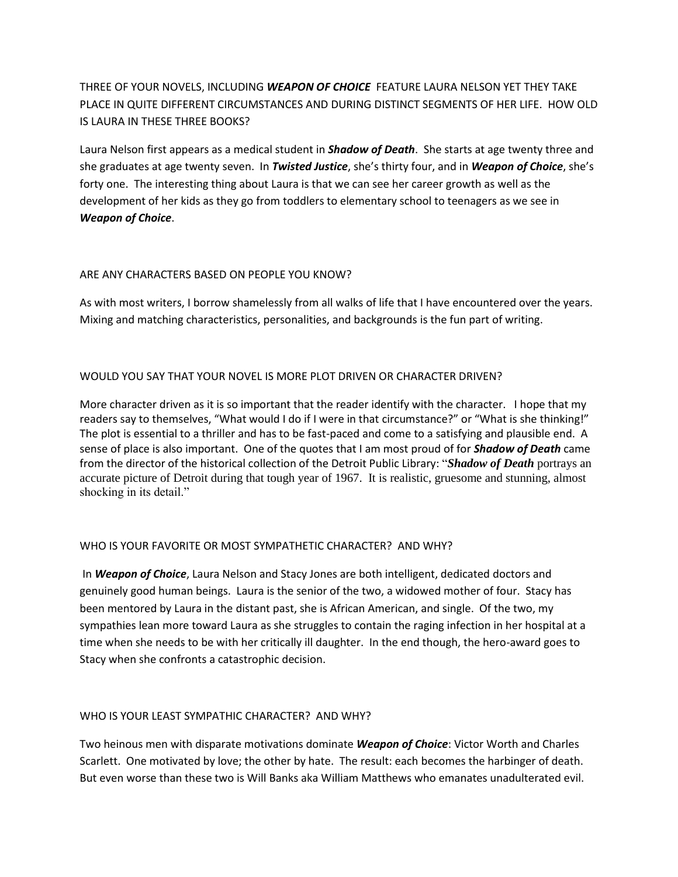THREE OF YOUR NOVELS, INCLUDING ***WEAPON OF CHOICE*** FEATURE LAURA NELSON YET THEY TAKE PLACE IN QUITE DIFFERENT CIRCUMSTANCES AND DURING DISTINCT SEGMENTS OF HER LIFE. HOW OLD IS LAURA IN THESE THREE BOOKS?

Laura Nelson first appears as a medical student in ***Shadow of Death***. She starts at age twenty three and she graduates at age twenty seven. In ***Twisted Justice***, she's thirty four, and in ***Weapon of Choice***, she's forty one. The interesting thing about Laura is that we can see her career growth as well as the development of her kids as they go from toddlers to elementary school to teenagers as we see in ***Weapon of Choice***.

ARE ANY CHARACTERS BASED ON PEOPLE YOU KNOW?

As with most writers, I borrow shamelessly from all walks of life that I have encountered over the years. Mixing and matching characteristics, personalities, and backgrounds is the fun part of writing.

WOULD YOU SAY THAT YOUR NOVEL IS MORE PLOT DRIVEN OR CHARACTER DRIVEN?

More character driven as it is so important that the reader identify with the character. I hope that my readers say to themselves, "What would I do if I were in that circumstance?" or "What is she thinking!" The plot is essential to a thriller and has to be fast-paced and come to a satisfying and plausible end. A sense of place is also important. One of the quotes that I am most proud of for ***Shadow of Death*** came from the director of the historical collection of the Detroit Public Library: "***Shadow of Death*** portrays an accurate picture of Detroit during that tough year of 1967. It is realistic, gruesome and stunning, almost shocking in its detail."

WHO IS YOUR FAVORITE OR MOST SYMPATHETIC CHARACTER? AND WHY?

In ***Weapon of Choice***, Laura Nelson and Stacy Jones are both intelligent, dedicated doctors and genuinely good human beings. Laura is the senior of the two, a widowed mother of four. Stacy has been mentored by Laura in the distant past, she is African American, and single. Of the two, my sympathies lean more toward Laura as she struggles to contain the raging infection in her hospital at a time when she needs to be with her critically ill daughter. In the end though, the hero-award goes to Stacy when she confronts a catastrophic decision.

WHO IS YOUR LEAST SYMPATHIC CHARACTER? AND WHY?

Two heinous men with disparate motivations dominate ***Weapon of Choice***: Victor Worth and Charles Scarlett. One motivated by love; the other by hate. The result: each becomes the harbinger of death. But even worse than these two is Will Banks aka William Matthews who emanates unadulterated evil.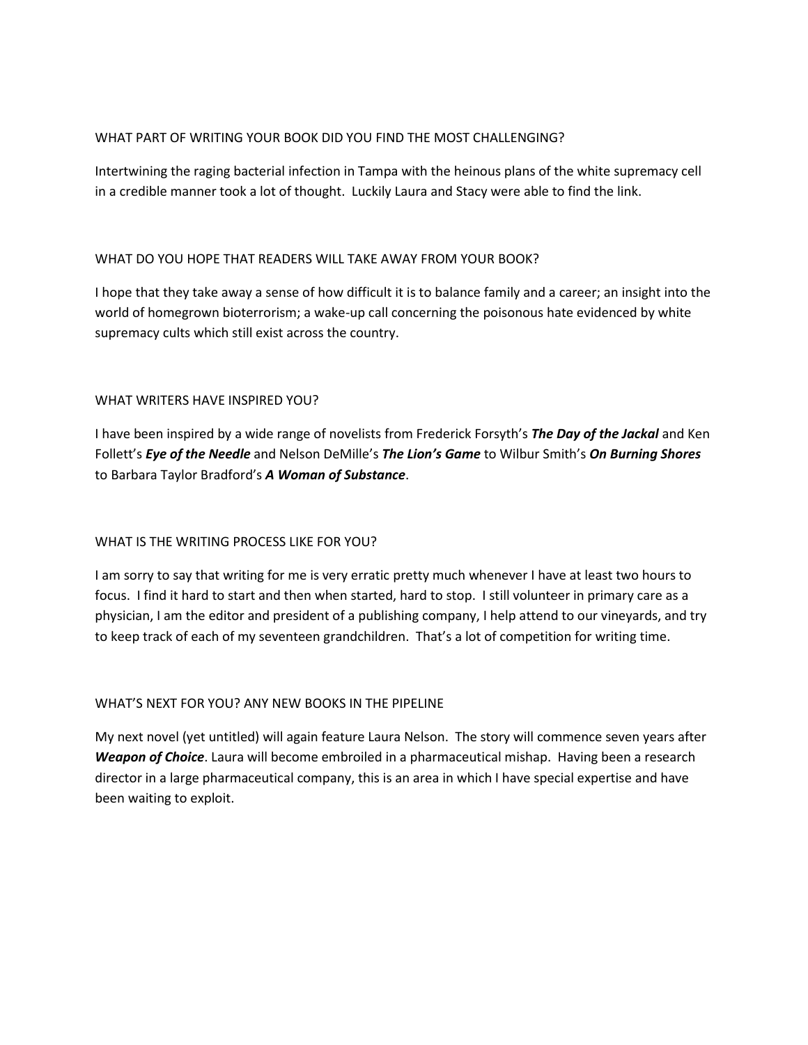## WHAT PART OF WRITING YOUR BOOK DID YOU FIND THE MOST CHALLENGING?

Intertwining the raging bacterial infection in Tampa with the heinous plans of the white supremacy cell in a credible manner took a lot of thought. Luckily Laura and Stacy were able to find the link.

## WHAT DO YOU HOPE THAT READERS WILL TAKE AWAY FROM YOUR BOOK?

I hope that they take away a sense of how difficult it is to balance family and a career; an insight into the world of homegrown bioterrorism; a wake-up call concerning the poisonous hate evidenced by white supremacy cults which still exist across the country.

## WHAT WRITERS HAVE INSPIRED YOU?

I have been inspired by a wide range of novelists from Frederick Forsyth's ***The Day of the Jackal*** and Ken Follett's ***Eye of the Needle*** and Nelson DeMille's ***The Lion's Game*** to Wilbur Smith's ***On Burning Shores*** to Barbara Taylor Bradford's ***A Woman of Substance***.

## WHAT IS THE WRITING PROCESS LIKE FOR YOU?

I am sorry to say that writing for me is very erratic pretty much whenever I have at least two hours to focus. I find it hard to start and then when started, hard to stop. I still volunteer in primary care as a physician, I am the editor and president of a publishing company, I help attend to our vineyards, and try to keep track of each of my seventeen grandchildren. That's a lot of competition for writing time.

## WHAT'S NEXT FOR YOU? ANY NEW BOOKS IN THE PIPELINE

My next novel (yet untitled) will again feature Laura Nelson. The story will commence seven years after ***Weapon of Choice***. Laura will become embroiled in a pharmaceutical mishap. Having been a research director in a large pharmaceutical company, this is an area in which I have special expertise and have been waiting to exploit.